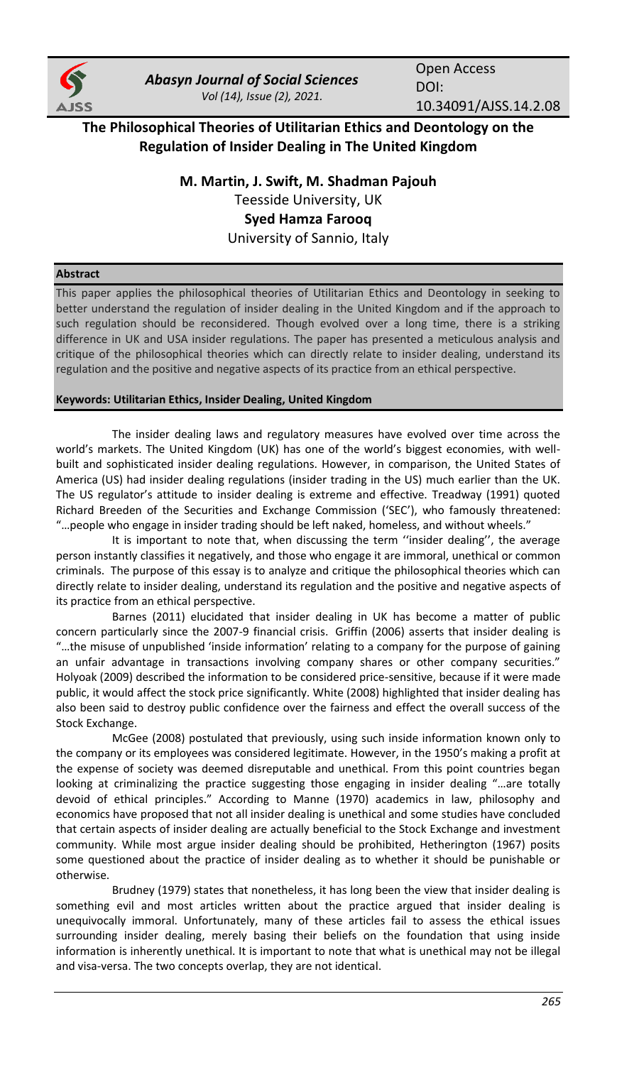# The Philosophical Theories of Utilitarian Ethics and Deontology on the Regulation of Insider Dealing in The United Kingdom

**M. Martin, J. Swift, M. Shadman Pajouh**
Teesside University, UK
**Syed Hamza Farooq**
University of Sannio, Italy

### Abstract

This paper applies the philosophical theories of Utilitarian Ethics and Deontology in seeking to better understand the regulation of insider dealing in the United Kingdom and if the approach to such regulation should be reconsidered. Though evolved over a long time, there is a striking difference in UK and USA insider regulations. The paper has presented a meticulous analysis and critique of the philosophical theories which can directly relate to insider dealing, understand its regulation and the positive and negative aspects of its practice from an ethical perspective.

**Keywords: Utilitarian Ethics, Insider Dealing, United Kingdom**

The insider dealing laws and regulatory measures have evolved over time across the world's markets. The United Kingdom (UK) has one of the world's biggest economies, with well-built and sophisticated insider dealing regulations. However, in comparison, the United States of America (US) had insider dealing regulations (insider trading in the US) much earlier than the UK. The US regulator's attitude to insider dealing is extreme and effective. Treadway (1991) quoted Richard Breeden of the Securities and Exchange Commission ('SEC'), who famously threatened: "…people who engage in insider trading should be left naked, homeless, and without wheels."

It is important to note that, when discussing the term ''insider dealing'', the average person instantly classifies it negatively, and those who engage it are immoral, unethical or common criminals. The purpose of this essay is to analyze and critique the philosophical theories which can directly relate to insider dealing, understand its regulation and the positive and negative aspects of its practice from an ethical perspective.

Barnes (2011) elucidated that insider dealing in UK has become a matter of public concern particularly since the 2007-9 financial crisis. Griffin (2006) asserts that insider dealing is "…the misuse of unpublished 'inside information' relating to a company for the purpose of gaining an unfair advantage in transactions involving company shares or other company securities." Holyoak (2009) described the information to be considered price-sensitive, because if it were made public, it would affect the stock price significantly. White (2008) highlighted that insider dealing has also been said to destroy public confidence over the fairness and effect the overall success of the Stock Exchange.

McGee (2008) postulated that previously, using such inside information known only to the company or its employees was considered legitimate. However, in the 1950's making a profit at the expense of society was deemed disreputable and unethical. From this point countries began looking at criminalizing the practice suggesting those engaging in insider dealing "…are totally devoid of ethical principles." According to Manne (1970) academics in law, philosophy and economics have proposed that not all insider dealing is unethical and some studies have concluded that certain aspects of insider dealing are actually beneficial to the Stock Exchange and investment community. While most argue insider dealing should be prohibited, Hetherington (1967) posits some questioned about the practice of insider dealing as to whether it should be punishable or otherwise.

Brudney (1979) states that nonetheless, it has long been the view that insider dealing is something evil and most articles written about the practice argued that insider dealing is unequivocally immoral. Unfortunately, many of these articles fail to assess the ethical issues surrounding insider dealing, merely basing their beliefs on the foundation that using inside information is inherently unethical. It is important to note that what is unethical may not be illegal and visa-versa. The two concepts overlap, they are not identical.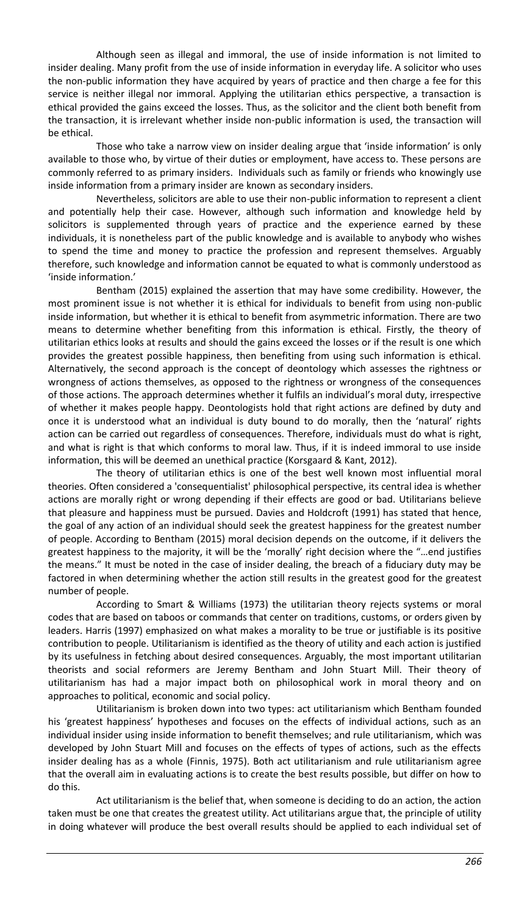Although seen as illegal and immoral, the use of inside information is not limited to insider dealing. Many profit from the use of inside information in everyday life. A solicitor who uses the non-public information they have acquired by years of practice and then charge a fee for this service is neither illegal nor immoral. Applying the utilitarian ethics perspective, a transaction is ethical provided the gains exceed the losses. Thus, as the solicitor and the client both benefit from the transaction, it is irrelevant whether inside non-public information is used, the transaction will be ethical.

Those who take a narrow view on insider dealing argue that 'inside information' is only available to those who, by virtue of their duties or employment, have access to. These persons are commonly referred to as primary insiders. Individuals such as family or friends who knowingly use inside information from a primary insider are known as secondary insiders.

Nevertheless, solicitors are able to use their non-public information to represent a client and potentially help their case. However, although such information and knowledge held by solicitors is supplemented through years of practice and the experience earned by these individuals, it is nonetheless part of the public knowledge and is available to anybody who wishes to spend the time and money to practice the profession and represent themselves. Arguably therefore, such knowledge and information cannot be equated to what is commonly understood as 'inside information.'

Bentham (2015) explained the assertion that may have some credibility. However, the most prominent issue is not whether it is ethical for individuals to benefit from using non-public inside information, but whether it is ethical to benefit from asymmetric information. There are two means to determine whether benefiting from this information is ethical. Firstly, the theory of utilitarian ethics looks at results and should the gains exceed the losses or if the result is one which provides the greatest possible happiness, then benefiting from using such information is ethical. Alternatively, the second approach is the concept of deontology which assesses the rightness or wrongness of actions themselves, as opposed to the rightness or wrongness of the consequences of those actions. The approach determines whether it fulfils an individual's moral duty, irrespective of whether it makes people happy. Deontologists hold that right actions are defined by duty and once it is understood what an individual is duty bound to do morally, then the 'natural' rights action can be carried out regardless of consequences. Therefore, individuals must do what is right, and what is right is that which conforms to moral law. Thus, if it is indeed immoral to use inside information, this will be deemed an unethical practice (Korsgaard & Kant, 2012).

The theory of utilitarian ethics is one of the best well known most influential moral theories. Often considered a 'consequentialist' philosophical perspective, its central idea is whether actions are morally right or wrong depending if their effects are good or bad. Utilitarians believe that pleasure and happiness must be pursued. Davies and Holdcroft (1991) has stated that hence, the goal of any action of an individual should seek the greatest happiness for the greatest number of people. According to Bentham (2015) moral decision depends on the outcome, if it delivers the greatest happiness to the majority, it will be the 'morally' right decision where the "…end justifies the means." It must be noted in the case of insider dealing, the breach of a fiduciary duty may be factored in when determining whether the action still results in the greatest good for the greatest number of people.

According to Smart & Williams (1973) the utilitarian theory rejects systems or moral codes that are based on taboos or commands that center on traditions, customs, or orders given by leaders. Harris (1997) emphasized on what makes a morality to be true or justifiable is its positive contribution to people. Utilitarianism is identified as the theory of utility and each action is justified by its usefulness in fetching about desired consequences. Arguably, the most important utilitarian theorists and social reformers are Jeremy Bentham and John Stuart Mill. Their theory of utilitarianism has had a major impact both on philosophical work in moral theory and on approaches to political, economic and social policy.

Utilitarianism is broken down into two types: act utilitarianism which Bentham founded his 'greatest happiness' hypotheses and focuses on the effects of individual actions, such as an individual insider using inside information to benefit themselves; and rule utilitarianism, which was developed by John Stuart Mill and focuses on the effects of types of actions, such as the effects insider dealing has as a whole (Finnis, 1975). Both act utilitarianism and rule utilitarianism agree that the overall aim in evaluating actions is to create the best results possible, but differ on how to do this.

Act utilitarianism is the belief that, when someone is deciding to do an action, the action taken must be one that creates the greatest utility. Act utilitarians argue that, the principle of utility in doing whatever will produce the best overall results should be applied to each individual set of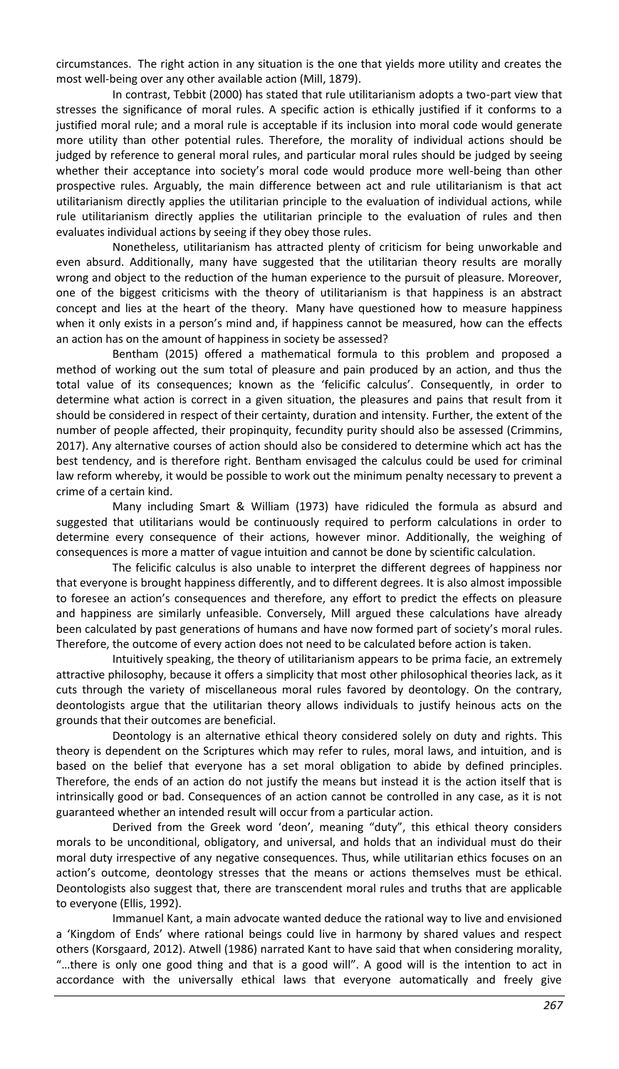circumstances. The right action in any situation is the one that yields more utility and creates the most well-being over any other available action (Mill, 1879).

In contrast, Tebbit (2000) has stated that rule utilitarianism adopts a two-part view that stresses the significance of moral rules. A specific action is ethically justified if it conforms to a justified moral rule; and a moral rule is acceptable if its inclusion into moral code would generate more utility than other potential rules. Therefore, the morality of individual actions should be judged by reference to general moral rules, and particular moral rules should be judged by seeing whether their acceptance into society's moral code would produce more well-being than other prospective rules. Arguably, the main difference between act and rule utilitarianism is that act utilitarianism directly applies the utilitarian principle to the evaluation of individual actions, while rule utilitarianism directly applies the utilitarian principle to the evaluation of rules and then evaluates individual actions by seeing if they obey those rules.

Nonetheless, utilitarianism has attracted plenty of criticism for being unworkable and even absurd. Additionally, many have suggested that the utilitarian theory results are morally wrong and object to the reduction of the human experience to the pursuit of pleasure. Moreover, one of the biggest criticisms with the theory of utilitarianism is that happiness is an abstract concept and lies at the heart of the theory. Many have questioned how to measure happiness when it only exists in a person's mind and, if happiness cannot be measured, how can the effects an action has on the amount of happiness in society be assessed?

Bentham (2015) offered a mathematical formula to this problem and proposed a method of working out the sum total of pleasure and pain produced by an action, and thus the total value of its consequences; known as the 'felicific calculus'. Consequently, in order to determine what action is correct in a given situation, the pleasures and pains that result from it should be considered in respect of their certainty, duration and intensity. Further, the extent of the number of people affected, their propinquity, fecundity purity should also be assessed (Crimmins, 2017). Any alternative courses of action should also be considered to determine which act has the best tendency, and is therefore right. Bentham envisaged the calculus could be used for criminal law reform whereby, it would be possible to work out the minimum penalty necessary to prevent a crime of a certain kind.

Many including Smart & William (1973) have ridiculed the formula as absurd and suggested that utilitarians would be continuously required to perform calculations in order to determine every consequence of their actions, however minor. Additionally, the weighing of consequences is more a matter of vague intuition and cannot be done by scientific calculation.

The felicific calculus is also unable to interpret the different degrees of happiness nor that everyone is brought happiness differently, and to different degrees. It is also almost impossible to foresee an action's consequences and therefore, any effort to predict the effects on pleasure and happiness are similarly unfeasible. Conversely, Mill argued these calculations have already been calculated by past generations of humans and have now formed part of society's moral rules. Therefore, the outcome of every action does not need to be calculated before action is taken.

Intuitively speaking, the theory of utilitarianism appears to be prima facie, an extremely attractive philosophy, because it offers a simplicity that most other philosophical theories lack, as it cuts through the variety of miscellaneous moral rules favored by deontology. On the contrary, deontologists argue that the utilitarian theory allows individuals to justify heinous acts on the grounds that their outcomes are beneficial.

Deontology is an alternative ethical theory considered solely on duty and rights. This theory is dependent on the Scriptures which may refer to rules, moral laws, and intuition, and is based on the belief that everyone has a set moral obligation to abide by defined principles. Therefore, the ends of an action do not justify the means but instead it is the action itself that is intrinsically good or bad. Consequences of an action cannot be controlled in any case, as it is not guaranteed whether an intended result will occur from a particular action.

Derived from the Greek word 'deon', meaning "duty", this ethical theory considers morals to be unconditional, obligatory, and universal, and holds that an individual must do their moral duty irrespective of any negative consequences. Thus, while utilitarian ethics focuses on an action's outcome, deontology stresses that the means or actions themselves must be ethical. Deontologists also suggest that, there are transcendent moral rules and truths that are applicable to everyone (Ellis, 1992).

Immanuel Kant, a main advocate wanted deduce the rational way to live and envisioned a 'Kingdom of Ends' where rational beings could live in harmony by shared values and respect others (Korsgaard, 2012). Atwell (1986) narrated Kant to have said that when considering morality, "…there is only one good thing and that is a good will". A good will is the intention to act in accordance with the universally ethical laws that everyone automatically and freely give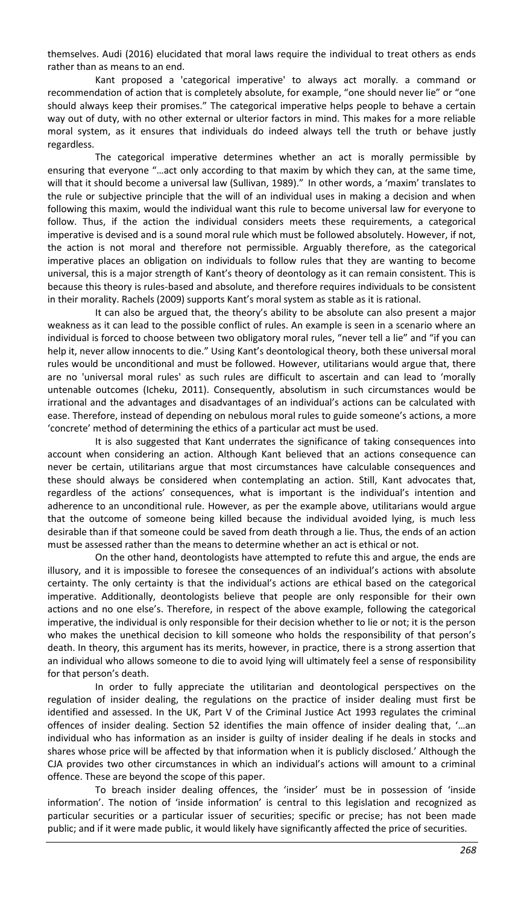themselves. Audi (2016) elucidated that moral laws require the individual to treat others as ends rather than as means to an end.

Kant proposed a 'categorical imperative' to always act morally. a command or recommendation of action that is completely absolute, for example, "one should never lie" or "one should always keep their promises." The categorical imperative helps people to behave a certain way out of duty, with no other external or ulterior factors in mind. This makes for a more reliable moral system, as it ensures that individuals do indeed always tell the truth or behave justly regardless.

The categorical imperative determines whether an act is morally permissible by ensuring that everyone "…act only according to that maxim by which they can, at the same time, will that it should become a universal law (Sullivan, 1989)." In other words, a 'maxim' translates to the rule or subjective principle that the will of an individual uses in making a decision and when following this maxim, would the individual want this rule to become universal law for everyone to follow. Thus, if the action the individual considers meets these requirements, a categorical imperative is devised and is a sound moral rule which must be followed absolutely. However, if not, the action is not moral and therefore not permissible. Arguably therefore, as the categorical imperative places an obligation on individuals to follow rules that they are wanting to become universal, this is a major strength of Kant's theory of deontology as it can remain consistent. This is because this theory is rules-based and absolute, and therefore requires individuals to be consistent in their morality. Rachels (2009) supports Kant's moral system as stable as it is rational.

It can also be argued that, the theory's ability to be absolute can also present a major weakness as it can lead to the possible conflict of rules. An example is seen in a scenario where an individual is forced to choose between two obligatory moral rules, "never tell a lie" and "if you can help it, never allow innocents to die." Using Kant's deontological theory, both these universal moral rules would be unconditional and must be followed. However, utilitarians would argue that, there are no 'universal moral rules' as such rules are difficult to ascertain and can lead to 'morally untenable outcomes (Icheku, 2011). Consequently, absolutism in such circumstances would be irrational and the advantages and disadvantages of an individual's actions can be calculated with ease. Therefore, instead of depending on nebulous moral rules to guide someone's actions, a more 'concrete' method of determining the ethics of a particular act must be used.

It is also suggested that Kant underrates the significance of taking consequences into account when considering an action. Although Kant believed that an actions consequence can never be certain, utilitarians argue that most circumstances have calculable consequences and these should always be considered when contemplating an action. Still, Kant advocates that, regardless of the actions' consequences, what is important is the individual's intention and adherence to an unconditional rule. However, as per the example above, utilitarians would argue that the outcome of someone being killed because the individual avoided lying, is much less desirable than if that someone could be saved from death through a lie. Thus, the ends of an action must be assessed rather than the means to determine whether an act is ethical or not.

On the other hand, deontologists have attempted to refute this and argue, the ends are illusory, and it is impossible to foresee the consequences of an individual's actions with absolute certainty. The only certainty is that the individual's actions are ethical based on the categorical imperative. Additionally, deontologists believe that people are only responsible for their own actions and no one else's. Therefore, in respect of the above example, following the categorical imperative, the individual is only responsible for their decision whether to lie or not; it is the person who makes the unethical decision to kill someone who holds the responsibility of that person's death. In theory, this argument has its merits, however, in practice, there is a strong assertion that an individual who allows someone to die to avoid lying will ultimately feel a sense of responsibility for that person's death.

In order to fully appreciate the utilitarian and deontological perspectives on the regulation of insider dealing, the regulations on the practice of insider dealing must first be identified and assessed. In the UK, Part V of the Criminal Justice Act 1993 regulates the criminal offences of insider dealing. Section 52 identifies the main offence of insider dealing that, '…an individual who has information as an insider is guilty of insider dealing if he deals in stocks and shares whose price will be affected by that information when it is publicly disclosed.' Although the CJA provides two other circumstances in which an individual's actions will amount to a criminal offence. These are beyond the scope of this paper.

To breach insider dealing offences, the 'insider' must be in possession of 'inside information'. The notion of 'inside information' is central to this legislation and recognized as particular securities or a particular issuer of securities; specific or precise; has not been made public; and if it were made public, it would likely have significantly affected the price of securities.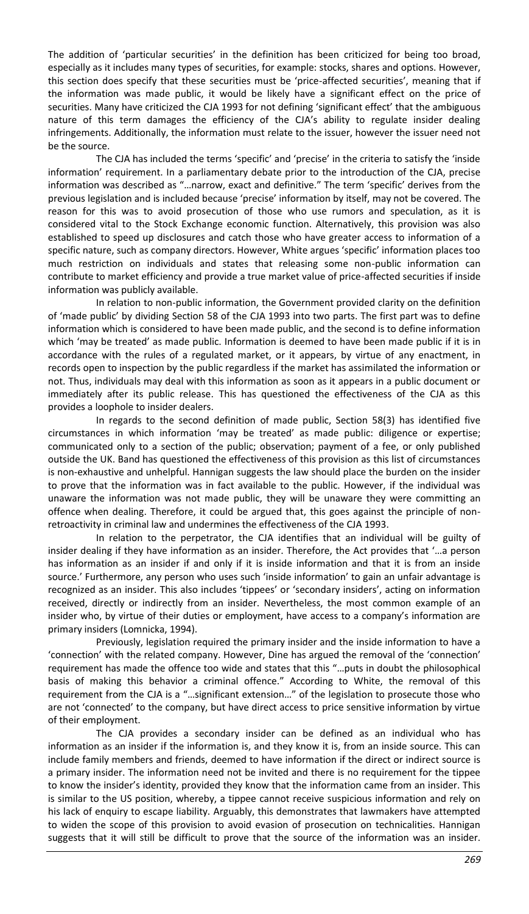The addition of 'particular securities' in the definition has been criticized for being too broad, especially as it includes many types of securities, for example: stocks, shares and options. However, this section does specify that these securities must be 'price-affected securities', meaning that if the information was made public, it would be likely have a significant effect on the price of securities. Many have criticized the CJA 1993 for not defining 'significant effect' that the ambiguous nature of this term damages the efficiency of the CJA's ability to regulate insider dealing infringements. Additionally, the information must relate to the issuer, however the issuer need not be the source.

The CJA has included the terms 'specific' and 'precise' in the criteria to satisfy the 'inside information' requirement. In a parliamentary debate prior to the introduction of the CJA, precise information was described as "…narrow, exact and definitive." The term 'specific' derives from the previous legislation and is included because 'precise' information by itself, may not be covered. The reason for this was to avoid prosecution of those who use rumors and speculation, as it is considered vital to the Stock Exchange economic function. Alternatively, this provision was also established to speed up disclosures and catch those who have greater access to information of a specific nature, such as company directors. However, White argues 'specific' information places too much restriction on individuals and states that releasing some non-public information can contribute to market efficiency and provide a true market value of price-affected securities if inside information was publicly available.

In relation to non-public information, the Government provided clarity on the definition of 'made public' by dividing Section 58 of the CJA 1993 into two parts. The first part was to define information which is considered to have been made public, and the second is to define information which 'may be treated' as made public. Information is deemed to have been made public if it is in accordance with the rules of a regulated market, or it appears, by virtue of any enactment, in records open to inspection by the public regardless if the market has assimilated the information or not. Thus, individuals may deal with this information as soon as it appears in a public document or immediately after its public release. This has questioned the effectiveness of the CJA as this provides a loophole to insider dealers.

In regards to the second definition of made public, Section 58(3) has identified five circumstances in which information 'may be treated' as made public: diligence or expertise; communicated only to a section of the public; observation; payment of a fee, or only published outside the UK. Band has questioned the effectiveness of this provision as this list of circumstances is non-exhaustive and unhelpful. Hannigan suggests the law should place the burden on the insider to prove that the information was in fact available to the public. However, if the individual was unaware the information was not made public, they will be unaware they were committing an offence when dealing. Therefore, it could be argued that, this goes against the principle of non-retroactivity in criminal law and undermines the effectiveness of the CJA 1993.

In relation to the perpetrator, the CJA identifies that an individual will be guilty of insider dealing if they have information as an insider. Therefore, the Act provides that '…a person has information as an insider if and only if it is inside information and that it is from an inside source.' Furthermore, any person who uses such 'inside information' to gain an unfair advantage is recognized as an insider. This also includes 'tippees' or 'secondary insiders', acting on information received, directly or indirectly from an insider. Nevertheless, the most common example of an insider who, by virtue of their duties or employment, have access to a company's information are primary insiders (Lomnicka, 1994).

Previously, legislation required the primary insider and the inside information to have a 'connection' with the related company. However, Dine has argued the removal of the 'connection' requirement has made the offence too wide and states that this "…puts in doubt the philosophical basis of making this behavior a criminal offence." According to White, the removal of this requirement from the CJA is a "…significant extension…" of the legislation to prosecute those who are not 'connected' to the company, but have direct access to price sensitive information by virtue of their employment.

The CJA provides a secondary insider can be defined as an individual who has information as an insider if the information is, and they know it is, from an inside source. This can include family members and friends, deemed to have information if the direct or indirect source is a primary insider. The information need not be invited and there is no requirement for the tippee to know the insider's identity, provided they know that the information came from an insider. This is similar to the US position, whereby, a tippee cannot receive suspicious information and rely on his lack of enquiry to escape liability. Arguably, this demonstrates that lawmakers have attempted to widen the scope of this provision to avoid evasion of prosecution on technicalities. Hannigan suggests that it will still be difficult to prove that the source of the information was an insider.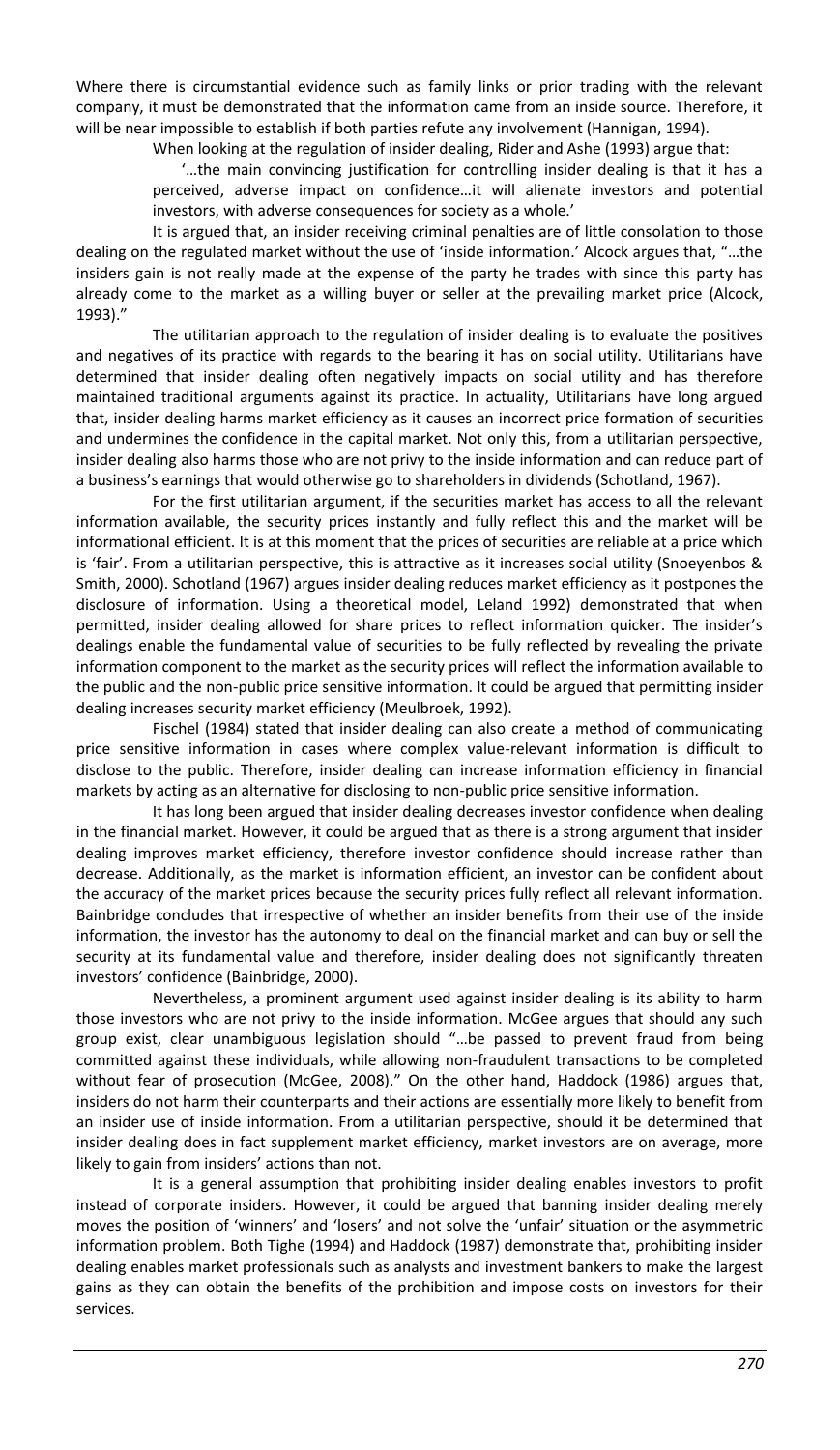Where there is circumstantial evidence such as family links or prior trading with the relevant company, it must be demonstrated that the information came from an inside source. Therefore, it will be near impossible to establish if both parties refute any involvement (Hannigan, 1994).

When looking at the regulation of insider dealing, Rider and Ashe (1993) argue that:

> '…the main convincing justification for controlling insider dealing is that it has a perceived, adverse impact on confidence…it will alienate investors and potential investors, with adverse consequences for society as a whole.'

It is argued that, an insider receiving criminal penalties are of little consolation to those dealing on the regulated market without the use of 'inside information.' Alcock argues that, "…the insiders gain is not really made at the expense of the party he trades with since this party has already come to the market as a willing buyer or seller at the prevailing market price (Alcock, 1993)."

The utilitarian approach to the regulation of insider dealing is to evaluate the positives and negatives of its practice with regards to the bearing it has on social utility. Utilitarians have determined that insider dealing often negatively impacts on social utility and has therefore maintained traditional arguments against its practice. In actuality, Utilitarians have long argued that, insider dealing harms market efficiency as it causes an incorrect price formation of securities and undermines the confidence in the capital market. Not only this, from a utilitarian perspective, insider dealing also harms those who are not privy to the inside information and can reduce part of a business's earnings that would otherwise go to shareholders in dividends (Schotland, 1967).

For the first utilitarian argument, if the securities market has access to all the relevant information available, the security prices instantly and fully reflect this and the market will be informational efficient. It is at this moment that the prices of securities are reliable at a price which is 'fair'. From a utilitarian perspective, this is attractive as it increases social utility (Snoeyenbos & Smith, 2000). Schotland (1967) argues insider dealing reduces market efficiency as it postpones the disclosure of information. Using a theoretical model, Leland 1992) demonstrated that when permitted, insider dealing allowed for share prices to reflect information quicker. The insider's dealings enable the fundamental value of securities to be fully reflected by revealing the private information component to the market as the security prices will reflect the information available to the public and the non-public price sensitive information. It could be argued that permitting insider dealing increases security market efficiency (Meulbroek, 1992).

Fischel (1984) stated that insider dealing can also create a method of communicating price sensitive information in cases where complex value-relevant information is difficult to disclose to the public. Therefore, insider dealing can increase information efficiency in financial markets by acting as an alternative for disclosing to non-public price sensitive information.

It has long been argued that insider dealing decreases investor confidence when dealing in the financial market. However, it could be argued that as there is a strong argument that insider dealing improves market efficiency, therefore investor confidence should increase rather than decrease. Additionally, as the market is information efficient, an investor can be confident about the accuracy of the market prices because the security prices fully reflect all relevant information. Bainbridge concludes that irrespective of whether an insider benefits from their use of the inside information, the investor has the autonomy to deal on the financial market and can buy or sell the security at its fundamental value and therefore, insider dealing does not significantly threaten investors' confidence (Bainbridge, 2000).

Nevertheless, a prominent argument used against insider dealing is its ability to harm those investors who are not privy to the inside information. McGee argues that should any such group exist, clear unambiguous legislation should "…be passed to prevent fraud from being committed against these individuals, while allowing non-fraudulent transactions to be completed without fear of prosecution (McGee, 2008)." On the other hand, Haddock (1986) argues that, insiders do not harm their counterparts and their actions are essentially more likely to benefit from an insider use of inside information. From a utilitarian perspective, should it be determined that insider dealing does in fact supplement market efficiency, market investors are on average, more likely to gain from insiders' actions than not.

It is a general assumption that prohibiting insider dealing enables investors to profit instead of corporate insiders. However, it could be argued that banning insider dealing merely moves the position of 'winners' and 'losers' and not solve the 'unfair' situation or the asymmetric information problem. Both Tighe (1994) and Haddock (1987) demonstrate that, prohibiting insider dealing enables market professionals such as analysts and investment bankers to make the largest gains as they can obtain the benefits of the prohibition and impose costs on investors for their services.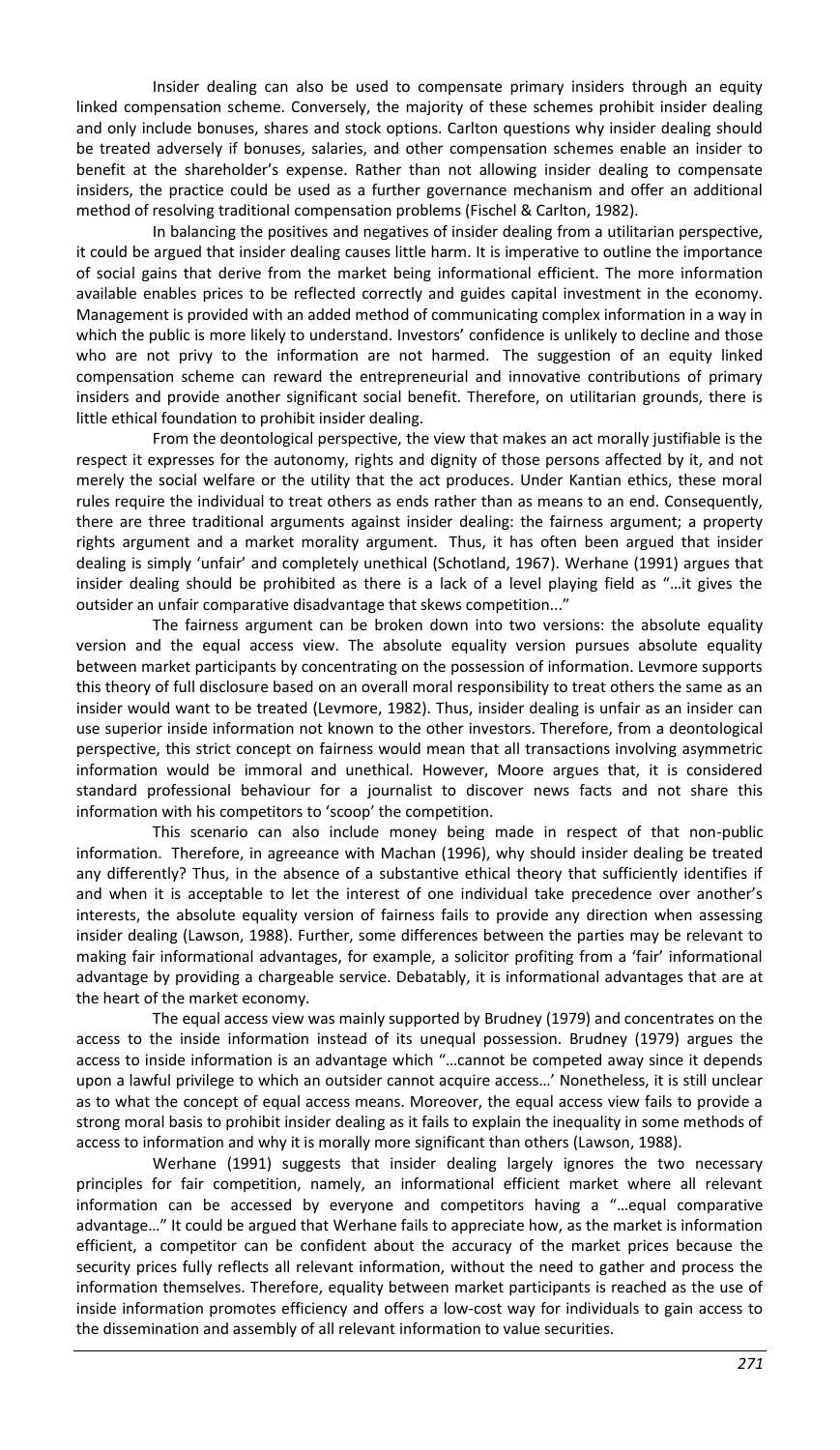Insider dealing can also be used to compensate primary insiders through an equity linked compensation scheme. Conversely, the majority of these schemes prohibit insider dealing and only include bonuses, shares and stock options. Carlton questions why insider dealing should be treated adversely if bonuses, salaries, and other compensation schemes enable an insider to benefit at the shareholder's expense. Rather than not allowing insider dealing to compensate insiders, the practice could be used as a further governance mechanism and offer an additional method of resolving traditional compensation problems (Fischel & Carlton, 1982).

In balancing the positives and negatives of insider dealing from a utilitarian perspective, it could be argued that insider dealing causes little harm. It is imperative to outline the importance of social gains that derive from the market being informational efficient. The more information available enables prices to be reflected correctly and guides capital investment in the economy. Management is provided with an added method of communicating complex information in a way in which the public is more likely to understand. Investors' confidence is unlikely to decline and those who are not privy to the information are not harmed. The suggestion of an equity linked compensation scheme can reward the entrepreneurial and innovative contributions of primary insiders and provide another significant social benefit. Therefore, on utilitarian grounds, there is little ethical foundation to prohibit insider dealing.

From the deontological perspective, the view that makes an act morally justifiable is the respect it expresses for the autonomy, rights and dignity of those persons affected by it, and not merely the social welfare or the utility that the act produces. Under Kantian ethics, these moral rules require the individual to treat others as ends rather than as means to an end. Consequently, there are three traditional arguments against insider dealing: the fairness argument; a property rights argument and a market morality argument. Thus, it has often been argued that insider dealing is simply 'unfair' and completely unethical (Schotland, 1967). Werhane (1991) argues that insider dealing should be prohibited as there is a lack of a level playing field as "…it gives the outsider an unfair comparative disadvantage that skews competition..."

The fairness argument can be broken down into two versions: the absolute equality version and the equal access view. The absolute equality version pursues absolute equality between market participants by concentrating on the possession of information. Levmore supports this theory of full disclosure based on an overall moral responsibility to treat others the same as an insider would want to be treated (Levmore, 1982). Thus, insider dealing is unfair as an insider can use superior inside information not known to the other investors. Therefore, from a deontological perspective, this strict concept on fairness would mean that all transactions involving asymmetric information would be immoral and unethical. However, Moore argues that, it is considered standard professional behaviour for a journalist to discover news facts and not share this information with his competitors to 'scoop' the competition.

This scenario can also include money being made in respect of that non-public information. Therefore, in agreeance with Machan (1996), why should insider dealing be treated any differently? Thus, in the absence of a substantive ethical theory that sufficiently identifies if and when it is acceptable to let the interest of one individual take precedence over another's interests, the absolute equality version of fairness fails to provide any direction when assessing insider dealing (Lawson, 1988). Further, some differences between the parties may be relevant to making fair informational advantages, for example, a solicitor profiting from a 'fair' informational advantage by providing a chargeable service. Debatably, it is informational advantages that are at the heart of the market economy.

The equal access view was mainly supported by Brudney (1979) and concentrates on the access to the inside information instead of its unequal possession. Brudney (1979) argues the access to inside information is an advantage which "…cannot be competed away since it depends upon a lawful privilege to which an outsider cannot acquire access…' Nonetheless, it is still unclear as to what the concept of equal access means. Moreover, the equal access view fails to provide a strong moral basis to prohibit insider dealing as it fails to explain the inequality in some methods of access to information and why it is morally more significant than others (Lawson, 1988).

Werhane (1991) suggests that insider dealing largely ignores the two necessary principles for fair competition, namely, an informational efficient market where all relevant information can be accessed by everyone and competitors having a "…equal comparative advantage…" It could be argued that Werhane fails to appreciate how, as the market is information efficient, a competitor can be confident about the accuracy of the market prices because the security prices fully reflects all relevant information, without the need to gather and process the information themselves. Therefore, equality between market participants is reached as the use of inside information promotes efficiency and offers a low-cost way for individuals to gain access to the dissemination and assembly of all relevant information to value securities.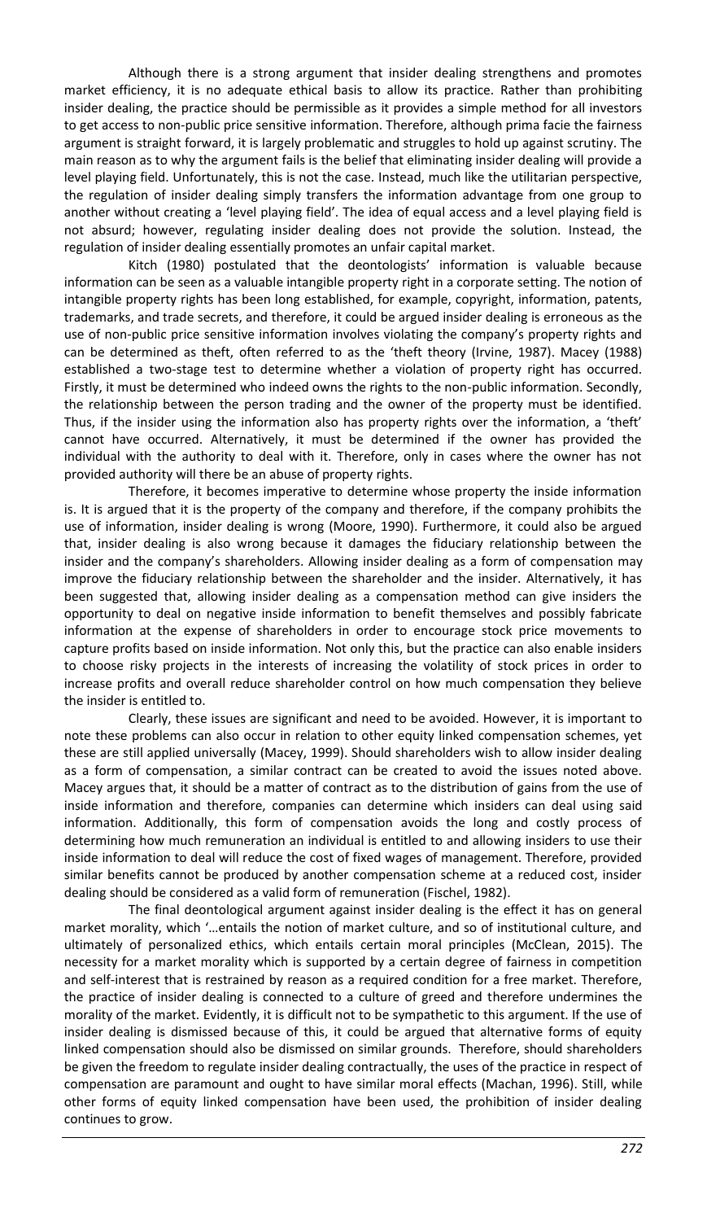Although there is a strong argument that insider dealing strengthens and promotes market efficiency, it is no adequate ethical basis to allow its practice. Rather than prohibiting insider dealing, the practice should be permissible as it provides a simple method for all investors to get access to non-public price sensitive information. Therefore, although prima facie the fairness argument is straight forward, it is largely problematic and struggles to hold up against scrutiny. The main reason as to why the argument fails is the belief that eliminating insider dealing will provide a level playing field. Unfortunately, this is not the case. Instead, much like the utilitarian perspective, the regulation of insider dealing simply transfers the information advantage from one group to another without creating a 'level playing field'. The idea of equal access and a level playing field is not absurd; however, regulating insider dealing does not provide the solution. Instead, the regulation of insider dealing essentially promotes an unfair capital market.

Kitch (1980) postulated that the deontologists' information is valuable because information can be seen as a valuable intangible property right in a corporate setting. The notion of intangible property rights has been long established, for example, copyright, information, patents, trademarks, and trade secrets, and therefore, it could be argued insider dealing is erroneous as the use of non-public price sensitive information involves violating the company's property rights and can be determined as theft, often referred to as the 'theft theory (Irvine, 1987). Macey (1988) established a two-stage test to determine whether a violation of property right has occurred. Firstly, it must be determined who indeed owns the rights to the non-public information. Secondly, the relationship between the person trading and the owner of the property must be identified. Thus, if the insider using the information also has property rights over the information, a 'theft' cannot have occurred. Alternatively, it must be determined if the owner has provided the individual with the authority to deal with it. Therefore, only in cases where the owner has not provided authority will there be an abuse of property rights.

Therefore, it becomes imperative to determine whose property the inside information is. It is argued that it is the property of the company and therefore, if the company prohibits the use of information, insider dealing is wrong (Moore, 1990). Furthermore, it could also be argued that, insider dealing is also wrong because it damages the fiduciary relationship between the insider and the company's shareholders. Allowing insider dealing as a form of compensation may improve the fiduciary relationship between the shareholder and the insider. Alternatively, it has been suggested that, allowing insider dealing as a compensation method can give insiders the opportunity to deal on negative inside information to benefit themselves and possibly fabricate information at the expense of shareholders in order to encourage stock price movements to capture profits based on inside information. Not only this, but the practice can also enable insiders to choose risky projects in the interests of increasing the volatility of stock prices in order to increase profits and overall reduce shareholder control on how much compensation they believe the insider is entitled to.

Clearly, these issues are significant and need to be avoided. However, it is important to note these problems can also occur in relation to other equity linked compensation schemes, yet these are still applied universally (Macey, 1999). Should shareholders wish to allow insider dealing as a form of compensation, a similar contract can be created to avoid the issues noted above. Macey argues that, it should be a matter of contract as to the distribution of gains from the use of inside information and therefore, companies can determine which insiders can deal using said information. Additionally, this form of compensation avoids the long and costly process of determining how much remuneration an individual is entitled to and allowing insiders to use their inside information to deal will reduce the cost of fixed wages of management. Therefore, provided similar benefits cannot be produced by another compensation scheme at a reduced cost, insider dealing should be considered as a valid form of remuneration (Fischel, 1982).

The final deontological argument against insider dealing is the effect it has on general market morality, which '…entails the notion of market culture, and so of institutional culture, and ultimately of personalized ethics, which entails certain moral principles (McClean, 2015). The necessity for a market morality which is supported by a certain degree of fairness in competition and self-interest that is restrained by reason as a required condition for a free market. Therefore, the practice of insider dealing is connected to a culture of greed and therefore undermines the morality of the market. Evidently, it is difficult not to be sympathetic to this argument. If the use of insider dealing is dismissed because of this, it could be argued that alternative forms of equity linked compensation should also be dismissed on similar grounds. Therefore, should shareholders be given the freedom to regulate insider dealing contractually, the uses of the practice in respect of compensation are paramount and ought to have similar moral effects (Machan, 1996). Still, while other forms of equity linked compensation have been used, the prohibition of insider dealing continues to grow.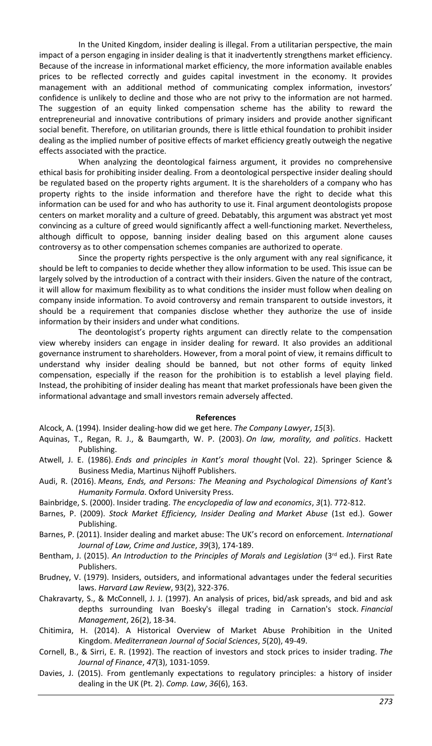In the United Kingdom, insider dealing is illegal. From a utilitarian perspective, the main impact of a person engaging in insider dealing is that it inadvertently strengthens market efficiency. Because of the increase in informational market efficiency, the more information available enables prices to be reflected correctly and guides capital investment in the economy. It provides management with an additional method of communicating complex information, investors' confidence is unlikely to decline and those who are not privy to the information are not harmed. The suggestion of an equity linked compensation scheme has the ability to reward the entrepreneurial and innovative contributions of primary insiders and provide another significant social benefit. Therefore, on utilitarian grounds, there is little ethical foundation to prohibit insider dealing as the implied number of positive effects of market efficiency greatly outweigh the negative effects associated with the practice.

When analyzing the deontological fairness argument, it provides no comprehensive ethical basis for prohibiting insider dealing. From a deontological perspective insider dealing should be regulated based on the property rights argument. It is the shareholders of a company who has property rights to the inside information and therefore have the right to decide what this information can be used for and who has authority to use it. Final argument deontologists propose centers on market morality and a culture of greed. Debatably, this argument was abstract yet most convincing as a culture of greed would significantly affect a well-functioning market. Nevertheless, although difficult to oppose, banning insider dealing based on this argument alone causes controversy as to other compensation schemes companies are authorized to operate.

Since the property rights perspective is the only argument with any real significance, it should be left to companies to decide whether they allow information to be used. This issue can be largely solved by the introduction of a contract with their insiders. Given the nature of the contract, it will allow for maximum flexibility as to what conditions the insider must follow when dealing on company inside information. To avoid controversy and remain transparent to outside investors, it should be a requirement that companies disclose whether they authorize the use of inside information by their insiders and under what conditions.

The deontologist's property rights argument can directly relate to the compensation view whereby insiders can engage in insider dealing for reward. It also provides an additional governance instrument to shareholders. However, from a moral point of view, it remains difficult to understand why insider dealing should be banned, but not other forms of equity linked compensation, especially if the reason for the prohibition is to establish a level playing field. Instead, the prohibiting of insider dealing has meant that market professionals have been given the informational advantage and small investors remain adversely affected.

## References

Alcock, A. (1994). Insider dealing-how did we get here. *The Company Lawyer*, *15*(3).

Aquinas, T., Regan, R. J., & Baumgarth, W. P. (2003). *On law, morality, and politics*. Hackett Publishing.

Atwell, J. E. (1986). *Ends and principles in Kant's moral thought* (Vol. 22). Springer Science & Business Media, Martinus Nijhoff Publishers.

Audi, R. (2016). *Means, Ends, and Persons: The Meaning and Psychological Dimensions of Kant's Humanity Formula*. Oxford University Press.

Bainbridge, S. (2000). Insider trading. *The encyclopedia of law and economics*, *3*(1). 772-812.

Barnes, P. (2009). *Stock Market Efficiency, Insider Dealing and Market Abuse* (1st ed.). Gower Publishing.

Barnes, P. (2011). Insider dealing and market abuse: The UK's record on enforcement. *International Journal of Law, Crime and Justice*, *39*(3), 174-189.

Bentham, J. (2015). *An Introduction to the Principles of Morals and Legislation* (3rd ed.). First Rate Publishers.

Brudney, V. (1979). Insiders, outsiders, and informational advantages under the federal securities laws. *Harvard Law Review*, 93(2), 322-376.

Chakravarty, S., & McConnell, J. J. (1997). An analysis of prices, bid/ask spreads, and bid and ask depths surrounding Ivan Boesky's illegal trading in Carnation's stock. *Financial Management*, 26(2), 18-34.

Chitimira, H. (2014). A Historical Overview of Market Abuse Prohibition in the United Kingdom. *Mediterranean Journal of Social Sciences*, *5*(20), 49-49.

Cornell, B., & Sirri, E. R. (1992). The reaction of investors and stock prices to insider trading. *The Journal of Finance*, *47*(3), 1031-1059.

Davies, J. (2015). From gentlemanly expectations to regulatory principles: a history of insider dealing in the UK (Pt. 2). *Comp. Law*, *36*(6), 163.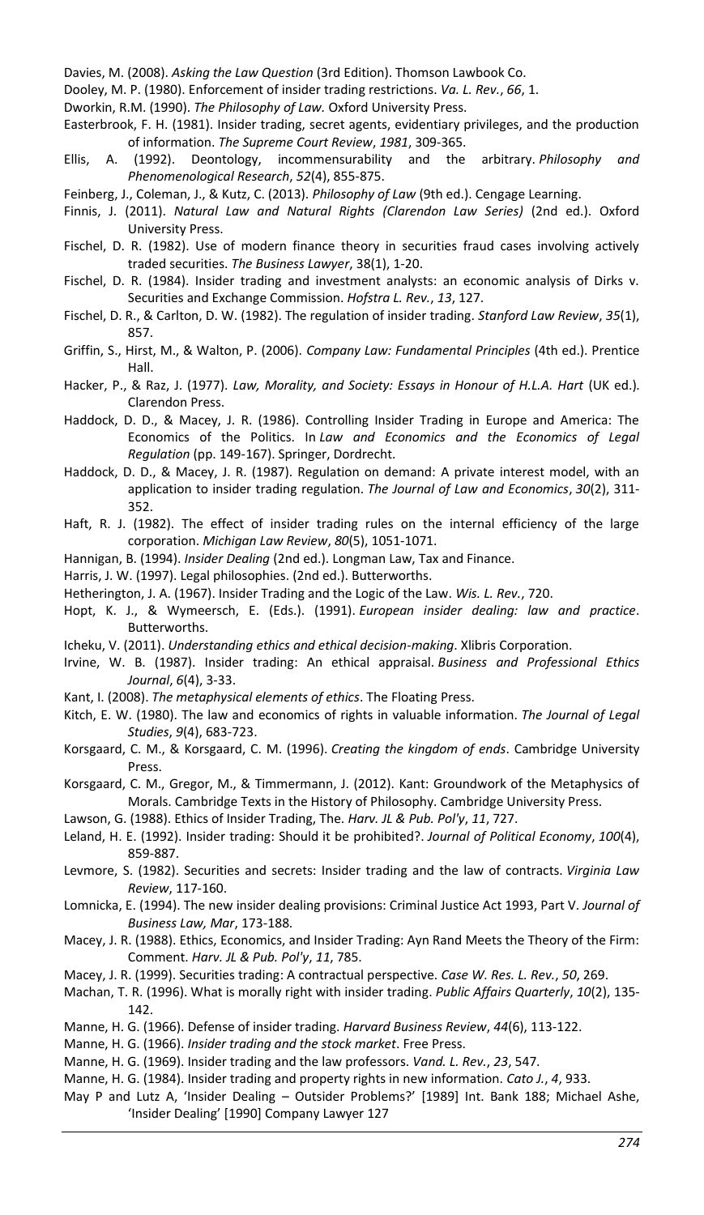Davies, M. (2008). *Asking the Law Question* (3rd Edition). Thomson Lawbook Co.

Dooley, M. P. (1980). Enforcement of insider trading restrictions. *Va. L. Rev.*, *66*, 1.

Dworkin, R.M. (1990). *The Philosophy of Law.* Oxford University Press.

Easterbrook, F. H. (1981). Insider trading, secret agents, evidentiary privileges, and the production of information. *The Supreme Court Review*, *1981*, 309-365.

Ellis, A. (1992). Deontology, incommensurability and the arbitrary. *Philosophy and Phenomenological Research*, *52*(4), 855-875.

Feinberg, J., Coleman, J., & Kutz, C. (2013). *Philosophy of Law* (9th ed.). Cengage Learning.

Finnis, J. (2011). *Natural Law and Natural Rights (Clarendon Law Series)* (2nd ed.). Oxford University Press.

Fischel, D. R. (1982). Use of modern finance theory in securities fraud cases involving actively traded securities. *The Business Lawyer*, 38(1), 1-20.

Fischel, D. R. (1984). Insider trading and investment analysts: an economic analysis of Dirks v. Securities and Exchange Commission. *Hofstra L. Rev.*, *13*, 127.

Fischel, D. R., & Carlton, D. W. (1982). The regulation of insider trading. *Stanford Law Review*, *35*(1), 857.

Griffin, S., Hirst, M., & Walton, P. (2006). *Company Law: Fundamental Principles* (4th ed.). Prentice Hall.

Hacker, P., & Raz, J. (1977). *Law, Morality, and Society: Essays in Honour of H.L.A. Hart* (UK ed.). Clarendon Press.

Haddock, D. D., & Macey, J. R. (1986). Controlling Insider Trading in Europe and America: The Economics of the Politics. In *Law and Economics and the Economics of Legal Regulation* (pp. 149-167). Springer, Dordrecht.

Haddock, D. D., & Macey, J. R. (1987). Regulation on demand: A private interest model, with an application to insider trading regulation. *The Journal of Law and Economics*, *30*(2), 311-352.

Haft, R. J. (1982). The effect of insider trading rules on the internal efficiency of the large corporation. *Michigan Law Review*, *80*(5), 1051-1071.

Hannigan, B. (1994). *Insider Dealing* (2nd ed.). Longman Law, Tax and Finance.

Harris, J. W. (1997). Legal philosophies. (2nd ed.). Butterworths.

Hetherington, J. A. (1967). Insider Trading and the Logic of the Law. *Wis. L. Rev.*, 720.

Hopt, K. J., & Wymeersch, E. (Eds.). (1991). *European insider dealing: law and practice*. Butterworths.

Icheku, V. (2011). *Understanding ethics and ethical decision-making*. Xlibris Corporation.

Irvine, W. B. (1987). Insider trading: An ethical appraisal. *Business and Professional Ethics Journal*, *6*(4), 3-33.

Kant, I. (2008). *The metaphysical elements of ethics*. The Floating Press.

Kitch, E. W. (1980). The law and economics of rights in valuable information. *The Journal of Legal Studies*, *9*(4), 683-723.

Korsgaard, C. M., & Korsgaard, C. M. (1996). *Creating the kingdom of ends*. Cambridge University Press.

Korsgaard, C. M., Gregor, M., & Timmermann, J. (2012). Kant: Groundwork of the Metaphysics of Morals. Cambridge Texts in the History of Philosophy. Cambridge University Press.

Lawson, G. (1988). Ethics of Insider Trading, The. *Harv. JL & Pub. Pol'y*, *11*, 727.

Leland, H. E. (1992). Insider trading: Should it be prohibited?. *Journal of Political Economy*, *100*(4), 859-887.

Levmore, S. (1982). Securities and secrets: Insider trading and the law of contracts. *Virginia Law Review*, 117-160.

Lomnicka, E. (1994). The new insider dealing provisions: Criminal Justice Act 1993, Part V. *Journal of Business Law, Mar*, 173-188.

Macey, J. R. (1988). Ethics, Economics, and Insider Trading: Ayn Rand Meets the Theory of the Firm: Comment. *Harv. JL & Pub. Pol'y*, *11*, 785.

Macey, J. R. (1999). Securities trading: A contractual perspective. *Case W. Res. L. Rev.*, *50*, 269.

Machan, T. R. (1996). What is morally right with insider trading. *Public Affairs Quarterly*, *10*(2), 135-142.

Manne, H. G. (1966). Defense of insider trading. *Harvard Business Review*, *44*(6), 113-122.

Manne, H. G. (1966). *Insider trading and the stock market*. Free Press.

Manne, H. G. (1969). Insider trading and the law professors. *Vand. L. Rev.*, *23*, 547.

Manne, H. G. (1984). Insider trading and property rights in new information. *Cato J.*, *4*, 933.

May P and Lutz A, 'Insider Dealing – Outsider Problems?' [1989] Int. Bank 188; Michael Ashe, 'Insider Dealing' [1990] Company Lawyer 127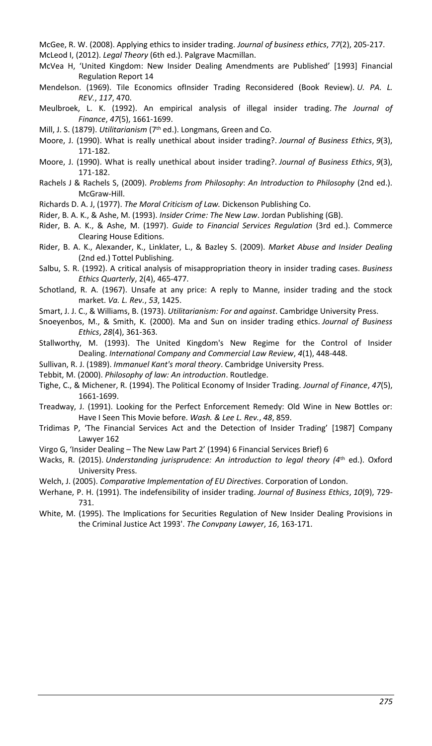McGee, R. W. (2008). Applying ethics to insider trading. *Journal of business ethics*, *77*(2), 205-217.

McLeod I, (2012). *Legal Theory* (6th ed.). Palgrave Macmillan.

McVea H, 'United Kingdom: New Insider Dealing Amendments are Published' [1993] Financial Regulation Report 14

Mendelson. (1969). Tile Economics ofInsider Trading Reconsidered (Book Review). *U. PA. L. REV.*, *117*, 470.

Meulbroek, L. K. (1992). An empirical analysis of illegal insider trading. *The Journal of Finance*, *47*(5), 1661-1699.

Mill, J. S. (1879). *Utilitarianism* (7th ed.). Longmans, Green and Co.

Moore, J. (1990). What is really unethical about insider trading?. *Journal of Business Ethics*, *9*(3), 171-182.

Moore, J. (1990). What is really unethical about insider trading?. *Journal of Business Ethics*, *9*(3), 171-182.

Rachels J & Rachels S, (2009). *Problems from Philosophy*: *An Introduction to Philosophy* (2nd ed.). McGraw-Hill.

Richards D. A. J, (1977). *The Moral Criticism of Law.* Dickenson Publishing Co.

Rider, B. A. K., & Ashe, M. (1993). *Insider Crime: The New Law*. Jordan Publishing (GB).

Rider, B. A. K., & Ashe, M. (1997). *Guide to Financial Services Regulation* (3rd ed.). Commerce Clearing House Editions.

Rider, B. A. K., Alexander, K., Linklater, L., & Bazley S. (2009). *Market Abuse and Insider Dealing* (2nd ed.) Tottel Publishing.

Salbu, S. R. (1992). A critical analysis of misappropriation theory in insider trading cases. *Business Ethics Quarterly*, 2(4), 465-477.

Schotland, R. A. (1967). Unsafe at any price: A reply to Manne, insider trading and the stock market. *Va. L. Rev.*, *53*, 1425.

Smart, J. J. C., & Williams, B. (1973). *Utilitarianism: For and against*. Cambridge University Press.

Snoeyenbos, M., & Smith, K. (2000). Ma and Sun on insider trading ethics. *Journal of Business Ethics*, *28*(4), 361-363.

Stallworthy, M. (1993). The United Kingdom's New Regime for the Control of Insider Dealing. *International Company and Commercial Law Review*, *4*(1), 448-448.

Sullivan, R. J. (1989). *Immanuel Kant's moral theory*. Cambridge University Press.

Tebbit, M. (2000). *Philosophy of law: An introduction*. Routledge.

Tighe, C., & Michener, R. (1994). The Political Economy of Insider Trading. *Journal of Finance*, *47*(5), 1661-1699.

Treadway, J. (1991). Looking for the Perfect Enforcement Remedy: Old Wine in New Bottles or: Have I Seen This Movie before. *Wash. & Lee L. Rev.*, *48*, 859.

Tridimas P, 'The Financial Services Act and the Detection of Insider Trading' [1987] Company Lawyer 162

Virgo G, 'Insider Dealing – The New Law Part 2' (1994) 6 Financial Services Brief) 6

Wacks, R. (2015). *Understanding jurisprudence: An introduction to legal theory (4*th ed.). Oxford University Press.

Welch, J. (2005). *Comparative Implementation of EU Directives*. Corporation of London.

Werhane, P. H. (1991). The indefensibility of insider trading. *Journal of Business Ethics*, *10*(9), 729-731.

White, M. (1995). The Implications for Securities Regulation of New Insider Dealing Provisions in the Criminal Justice Act 1993'. *The Convpany Lawyer*, *16*, 163-171.